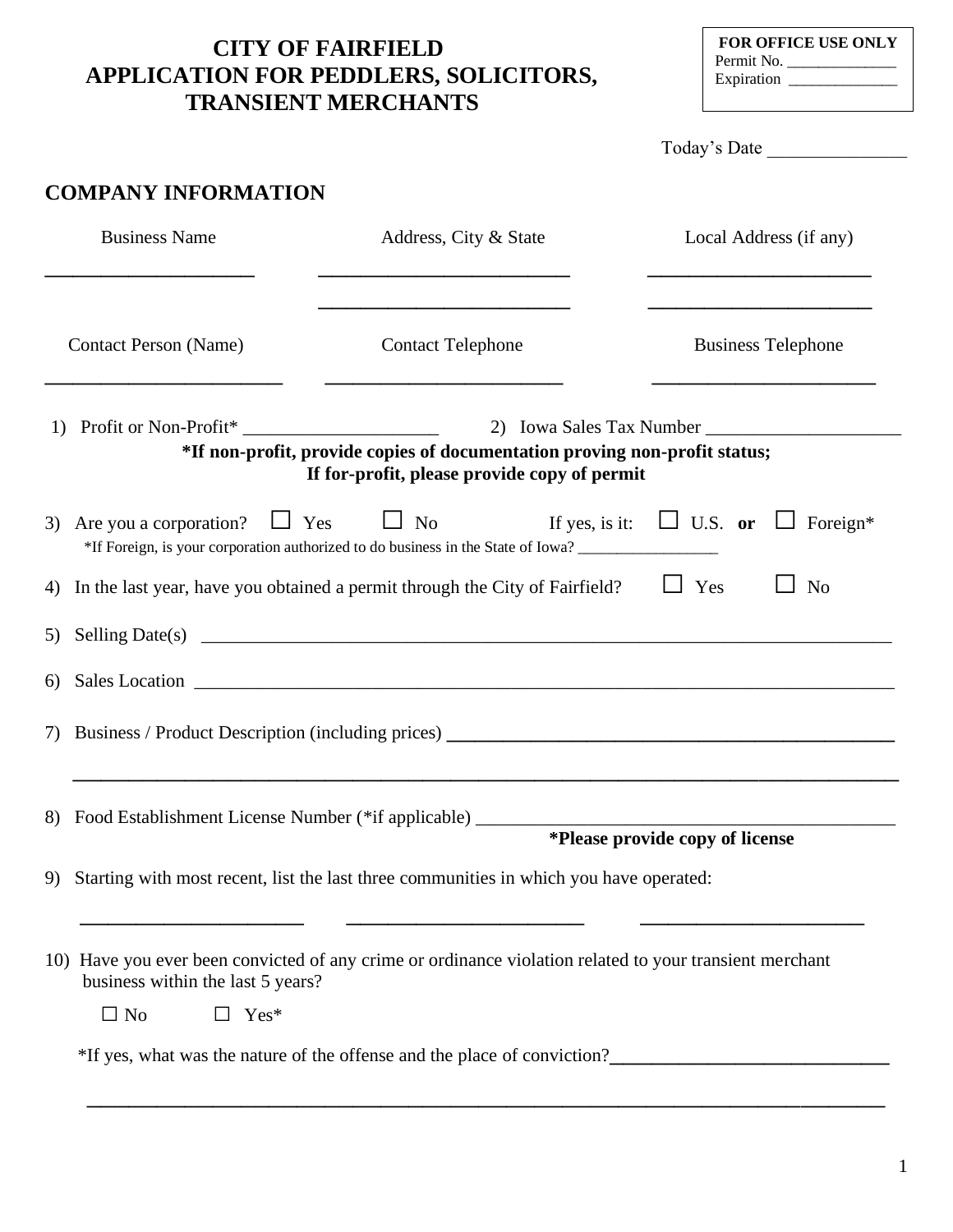# CITY OF FAIRFIELD
# APPLICATION FOR PEDDLERS, SOLICITORS, TRANSIENT MERCHANTS

**FOR OFFICE USE ONLY**
Permit No. ______________
Expiration ______________

Today's Date _______________

## COMPANY INFORMATION

| Business Name | Address, City & State | Local Address (if any) |
|---|---|---|
| ______________________ | __________________________ | _______________________ |
| | __________________________ | _______________________ |

| Contact Person (Name) | Contact Telephone | Business Telephone |
|---|---|---|
| ________________________ | ________________________ | _______________________ |

1) Profit or Non-Profit* ____________________ 2) Iowa Sales Tax Number ____________________

**\*If non-profit, provide copies of documentation proving non-profit status; If for-profit, please provide copy of permit**

3) Are you a corporation? ☐ Yes ☐ No If yes, is it: ☐ U.S. **or** ☐ Foreign*
*If Foreign, is your corporation authorized to do business in the State of Iowa? _________________

4) In the last year, have you obtained a permit through the City of Fairfield? ☐ Yes ☐ No

5) Selling Date(s) ______________________________________________________________

6) Sales Location ______________________________________________________________

7) Business / Product Description (including prices) ________________________________________
________________________________________________________________________________

8) Food Establishment License Number (*if applicable) ________________________________________
**\*Please provide copy of license**

9) Starting with most recent, list the last three communities in which you have operated:

_______________________ _______________________ _______________________

10) Have you ever been convicted of any crime or ordinance violation related to your transient merchant business within the last 5 years?

☐ No ☐ Yes*

*If yes, what was the nature of the offense and the place of conviction?____________________________
________________________________________________________________________________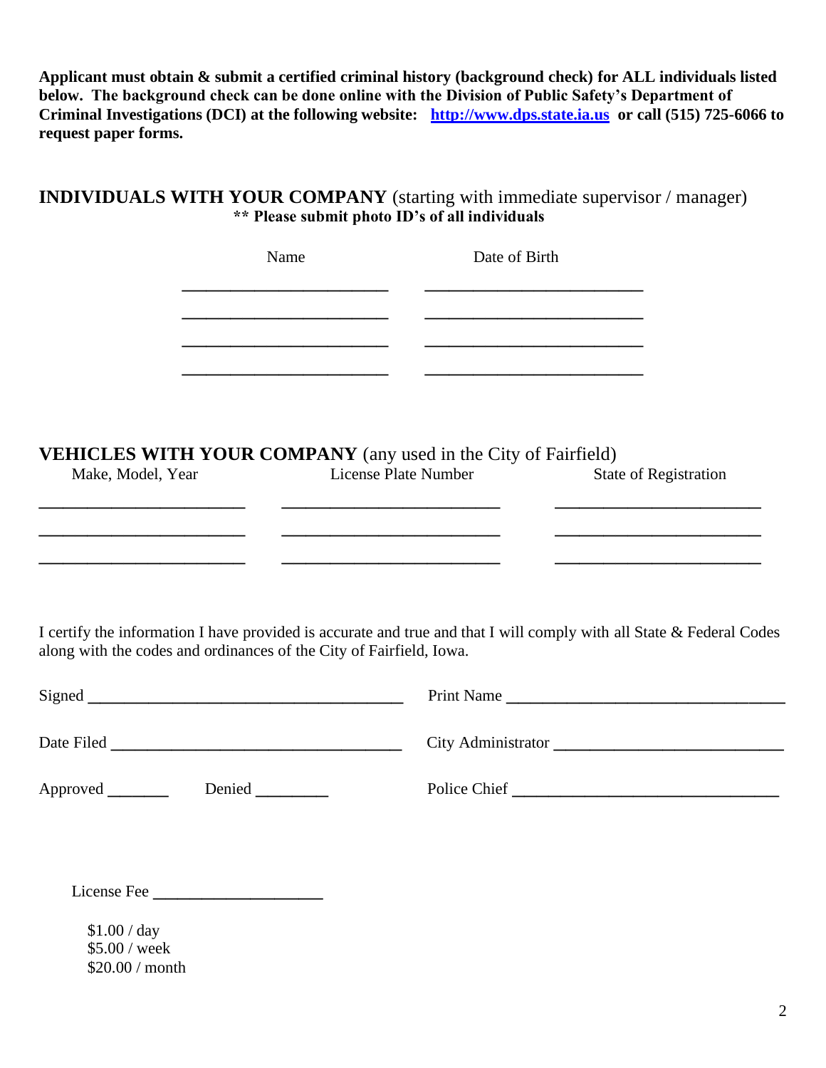**Applicant must obtain & submit a certified criminal history (background check) for ALL individuals listed below. The background check can be done online with the Division of Public Safety's Department of Criminal Investigations (DCI) at the following website: [http://www.dps.state.ia.us](http://www.dps.state.ia.us) or call (515) 725-6066 to request paper forms.**

## INDIVIDUALS WITH YOUR COMPANY (starting with immediate supervisor / manager)

**\*\* Please submit photo ID's of all individuals**

| Name | Date of Birth |
|---|---|
| ________________________ | ________________________ |
| ________________________ | ________________________ |
| ________________________ | ________________________ |
| ________________________ | ________________________ |

## VEHICLES WITH YOUR COMPANY (any used in the City of Fairfield)

| Make, Model, Year | License Plate Number | State of Registration |
|---|---|---|
| ________________________ | ________________________ | ________________________ |
| ________________________ | ________________________ | ________________________ |
| ________________________ | ________________________ | ________________________ |

I certify the information I have provided is accurate and true and that I will comply with all State & Federal Codes along with the codes and ordinances of the City of Fairfield, Iowa.

Signed ____________________________________ Print Name ______________________________

Date Filed _________________________________ City Administrator _________________________

Approved _______ Denied ________ Police Chief ______________________________

License Fee ____________________

$1.00 / day
$5.00 / week
$20.00 / month